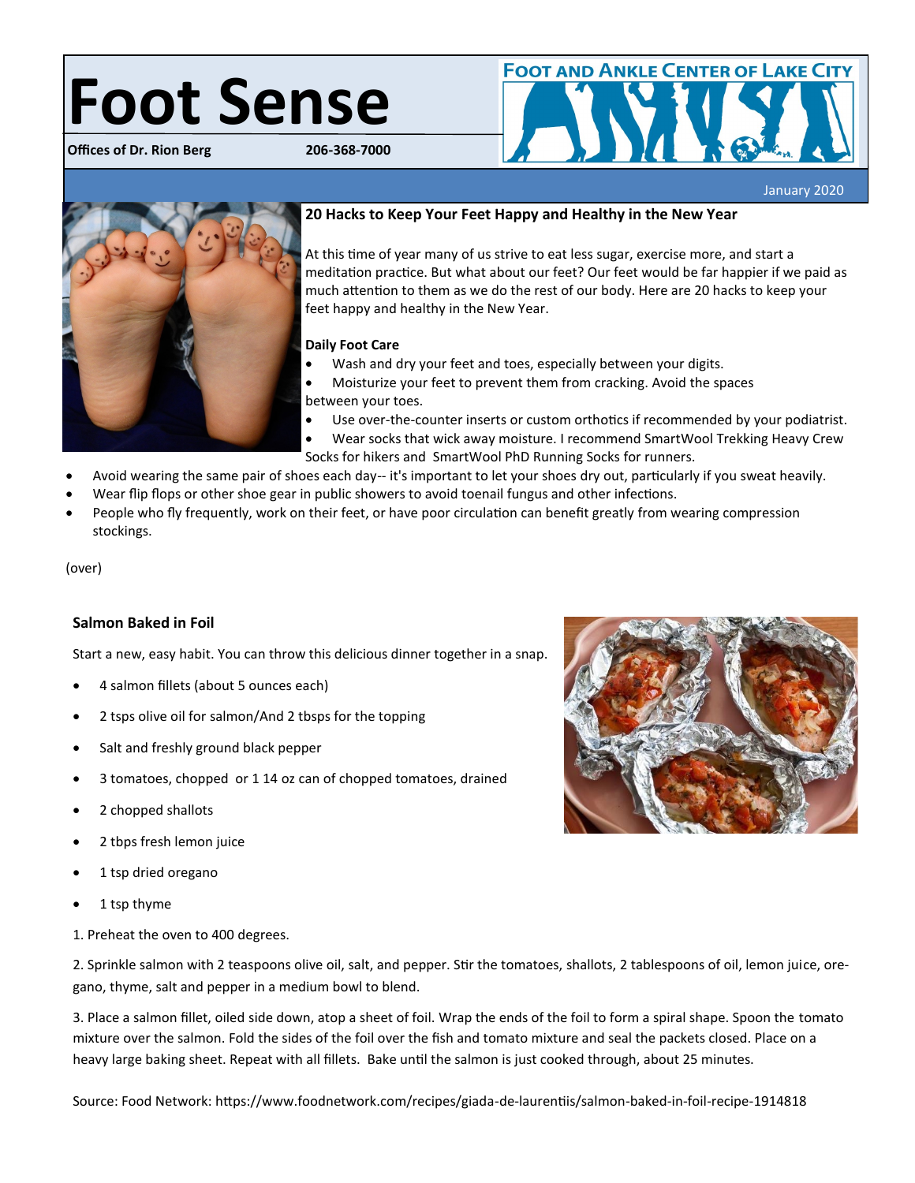# Foot Sense

**Offices of Dr. Rion Berg** **206-368-7000**

FOOT AND ANKLE CENTER OF LAKE CITY

January 2020

## 20 Hacks to Keep Your Feet Happy and Healthy in the New Year

At this time of year many of us strive to eat less sugar, exercise more, and start a meditation practice. But what about our feet? Our feet would be far happier if we paid as much attention to them as we do the rest of our body. Here are 20 hacks to keep your feet happy and healthy in the New Year.

**Daily Foot Care**

- Wash and dry your feet and toes, especially between your digits.
- Moisturize your feet to prevent them from cracking. Avoid the spaces between your toes.
- Use over-the-counter inserts or custom orthotics if recommended by your podiatrist.
- Wear socks that wick away moisture. I recommend SmartWool Trekking Heavy Crew Socks for hikers and SmartWool PhD Running Socks for runners.
- Avoid wearing the same pair of shoes each day-- it's important to let your shoes dry out, particularly if you sweat heavily.
- Wear flip flops or other shoe gear in public showers to avoid toenail fungus and other infections.
- People who fly frequently, work on their feet, or have poor circulation can benefit greatly from wearing compression stockings.

(over)

## Salmon Baked in Foil

Start a new, easy habit. You can throw this delicious dinner together in a snap.

- 4 salmon fillets (about 5 ounces each)
- 2 tsps olive oil for salmon/And 2 tbsps for the topping
- Salt and freshly ground black pepper
- 3 tomatoes, chopped or 1 14 oz can of chopped tomatoes, drained
- 2 chopped shallots
- 2 tbps fresh lemon juice
- 1 tsp dried oregano
- 1 tsp thyme

1. Preheat the oven to 400 degrees.

2. Sprinkle salmon with 2 teaspoons olive oil, salt, and pepper. Stir the tomatoes, shallots, 2 tablespoons of oil, lemon juice, oregano, thyme, salt and pepper in a medium bowl to blend.

3. Place a salmon fillet, oiled side down, atop a sheet of foil. Wrap the ends of the foil to form a spiral shape. Spoon the tomato mixture over the salmon. Fold the sides of the foil over the fish and tomato mixture and seal the packets closed. Place on a heavy large baking sheet. Repeat with all fillets. Bake until the salmon is just cooked through, about 25 minutes.

Source: Food Network: https://www.foodnetwork.com/recipes/giada-de-laurentiis/salmon-baked-in-foil-recipe-1914818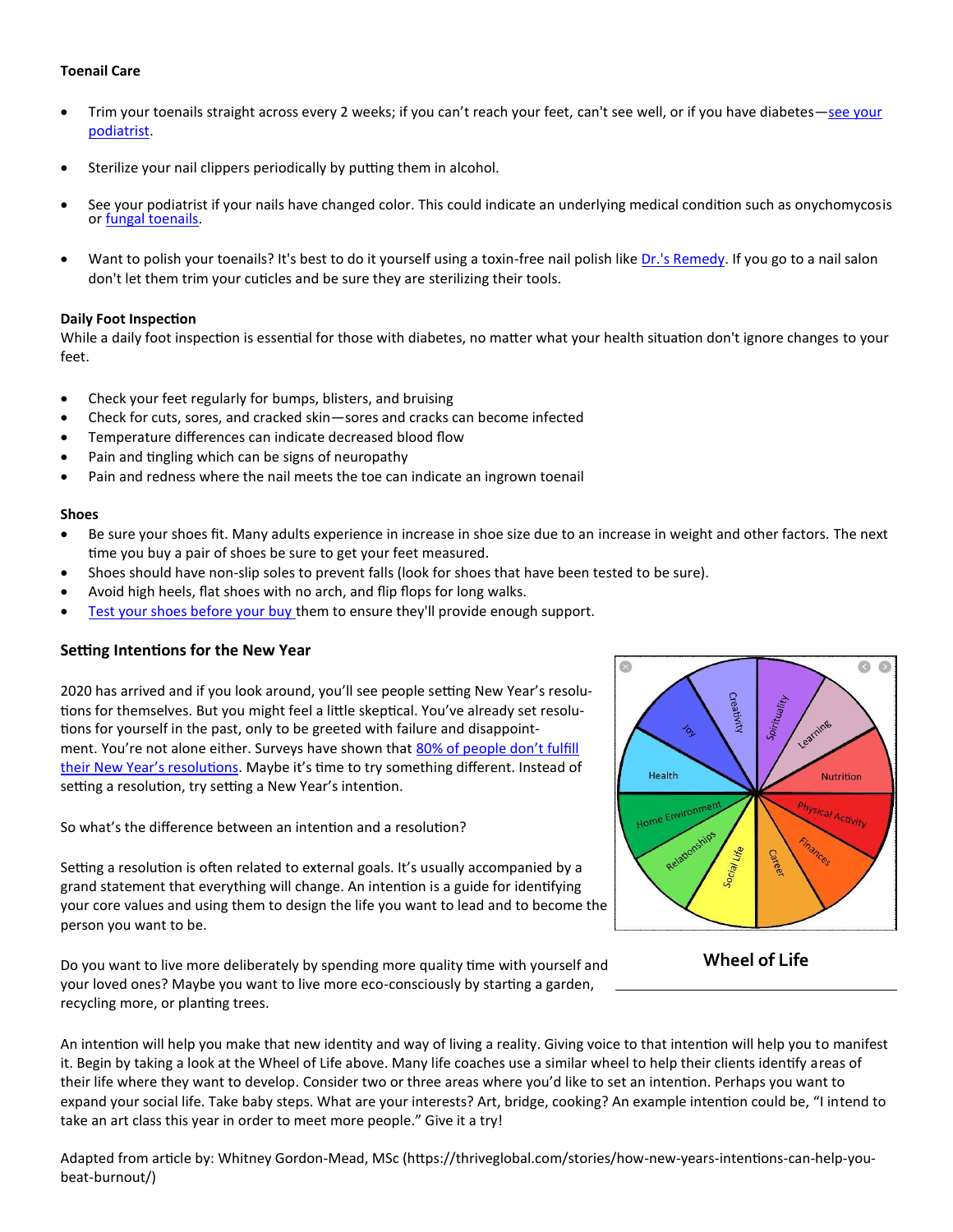**Toenail Care**

- Trim your toenails straight across every 2 weeks; if you can't reach your feet, can't see well, or if you have diabetes—see your podiatrist.
- Sterilize your nail clippers periodically by putting them in alcohol.
- See your podiatrist if your nails have changed color. This could indicate an underlying medical condition such as onychomycosis or fungal toenails.
- Want to polish your toenails? It's best to do it yourself using a toxin-free nail polish like Dr.'s Remedy. If you go to a nail salon don't let them trim your cuticles and be sure they are sterilizing their tools.

**Daily Foot Inspection**

While a daily foot inspection is essential for those with diabetes, no matter what your health situation don't ignore changes to your feet.

- Check your feet regularly for bumps, blisters, and bruising
- Check for cuts, sores, and cracked skin—sores and cracks can become infected
- Temperature differences can indicate decreased blood flow
- Pain and tingling which can be signs of neuropathy
- Pain and redness where the nail meets the toe can indicate an ingrown toenail

**Shoes**

- Be sure your shoes fit. Many adults experience in increase in shoe size due to an increase in weight and other factors. The next time you buy a pair of shoes be sure to get your feet measured.
- Shoes should have non-slip soles to prevent falls (look for shoes that have been tested to be sure).
- Avoid high heels, flat shoes with no arch, and flip flops for long walks.
- Test your shoes before your buy them to ensure they'll provide enough support.

## Setting Intentions for the New Year

2020 has arrived and if you look around, you'll see people setting New Year's resolutions for themselves. But you might feel a little skeptical. You've already set resolutions for yourself in the past, only to be greeted with failure and disappointment. You're not alone either. Surveys have shown that 80% of people don't fulfill their New Year's resolutions. Maybe it's time to try something different. Instead of setting a resolution, try setting a New Year's intention.

So what's the difference between an intention and a resolution?

Setting a resolution is often related to external goals. It's usually accompanied by a grand statement that everything will change. An intention is a guide for identifying your core values and using them to design the life you want to lead and to become the person you want to be.

Do you want to live more deliberately by spending more quality time with yourself and your loved ones? Maybe you want to live more eco-consciously by starting a garden, recycling more, or planting trees.

Creativity
Spirituality
Learning
Nutrition
Physical Activity
Finances
Career
Social Life
Relationships
Home Environment
Health
Joy

**Wheel of Life**

An intention will help you make that new identity and way of living a reality. Giving voice to that intention will help you to manifest it. Begin by taking a look at the Wheel of Life above. Many life coaches use a similar wheel to help their clients identify areas of their life where they want to develop. Consider two or three areas where you'd like to set an intention. Perhaps you want to expand your social life. Take baby steps. What are your interests? Art, bridge, cooking? An example intention could be, "I intend to take an art class this year in order to meet more people." Give it a try!

Adapted from article by: Whitney Gordon-Mead, MSc (https://thriveglobal.com/stories/how-new-years-intentions-can-help-you-beat-burnout/)